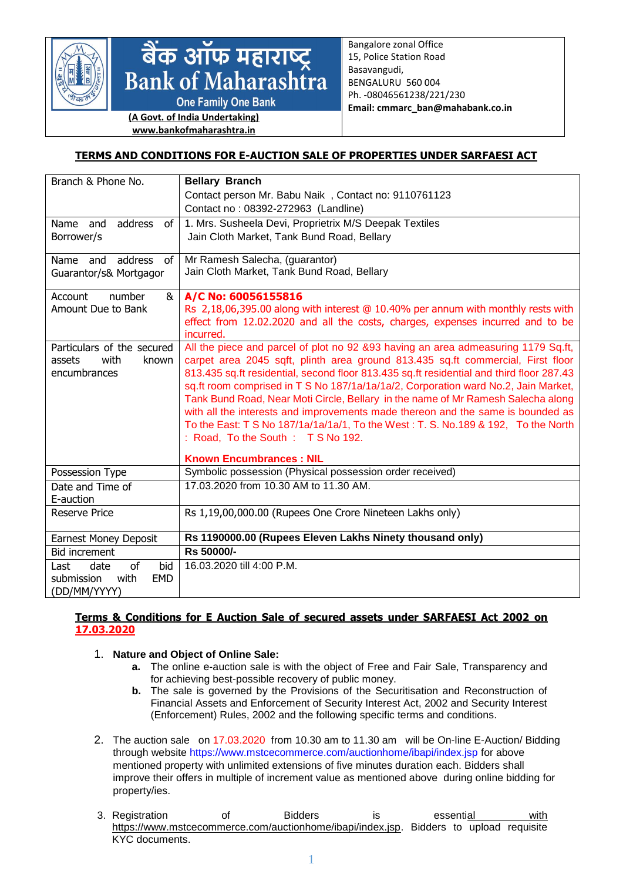बैंक ऑफ महाराष्ट्र
Bank of Maharashtra
One Family One Bank
(A Govt. of India Undertaking)
www.bankofmaharashtra.in

Bangalore zonal Office
15, Police Station Road
Basavangudi,
BENGALURU 560 004
Ph. -08046561238/221/230
**Email: cmmarc_ban@mahabank.co.in**

## TERMS AND CONDITIONS FOR E-AUCTION SALE OF PROPERTIES UNDER SARFAESI ACT

| | |
|---|---|
| Branch & Phone No. | **Bellary Branch**<br>Contact person Mr. Babu Naik , Contact no: 9110761123<br>Contact no : 08392-272963 (Landline) |
| Name and address of Borrower/s | 1. Mrs. Susheela Devi, Proprietrix M/S Deepak Textiles<br>Jain Cloth Market, Tank Bund Road, Bellary |
| Name and address of Guarantor/s& Mortgagor | Mr Ramesh Salecha, (guarantor)<br>Jain Cloth Market, Tank Bund Road, Bellary |
| Account number & Amount Due to Bank | **A/C No: 60056155816**<br>Rs 2,18,06,395.00 along with interest @ 10.40% per annum with monthly rests with effect from 12.02.2020 and all the costs, charges, expenses incurred and to be incurred. |
| Particulars of the secured assets with known encumbrances | All the piece and parcel of plot no 92 &93 having an area admeasuring 1179 Sq.ft, carpet area 2045 sqft, plinth area ground 813.435 sq.ft commercial, First floor 813.435 sq.ft residential, second floor 813.435 sq.ft residential and third floor 287.43 sq.ft room comprised in T S No 187/1a/1a/1a/2, Corporation ward No.2, Jain Market, Tank Bund Road, Near Moti Circle, Bellary in the name of Mr Ramesh Salecha along with all the interests and improvements made thereon and the same is bounded as To the East: T S No 187/1a/1a/1a/1, To the West : T. S. No.189 & 192, To the North : Road, To the South : T S No 192.<br><br>**Known Encumbrances : NIL** |
| Possession Type | Symbolic possession (Physical possession order received) |
| Date and Time of E-auction | 17.03.2020 from 10.30 AM to 11.30 AM. |
| Reserve Price | Rs 1,19,00,000.00 (Rupees One Crore Nineteen Lakhs only) |
| Earnest Money Deposit | **Rs 1190000.00 (Rupees Eleven Lakhs Ninety thousand only)** |
| Bid increment | **Rs 50000/-** |
| Last date of bid submission with EMD (DD/MM/YYYY) | 16.03.2020 till 4:00 P.M. |

### Terms & Conditions for E Auction Sale of secured assets under SARFAESI Act 2002 on 17.03.2020

1. **Nature and Object of Online Sale:**
   - **a.** The online e-auction sale is with the object of Free and Fair Sale, Transparency and for achieving best-possible recovery of public money.
   - **b.** The sale is governed by the Provisions of the Securitisation and Reconstruction of Financial Assets and Enforcement of Security Interest Act, 2002 and Security Interest (Enforcement) Rules, 2002 and the following specific terms and conditions.

2. The auction sale on 17.03.2020 from 10.30 am to 11.30 am will be On-line E-Auction/ Bidding through website https://www.mstcecommerce.com/auctionhome/ibapi/index.jsp for above mentioned property with unlimited extensions of five minutes duration each. Bidders shall improve their offers in multiple of increment value as mentioned above during online bidding for property/ies.

3. Registration of Bidders is essential with https://www.mstcecommerce.com/auctionhome/ibapi/index.jsp. Bidders to upload requisite KYC documents.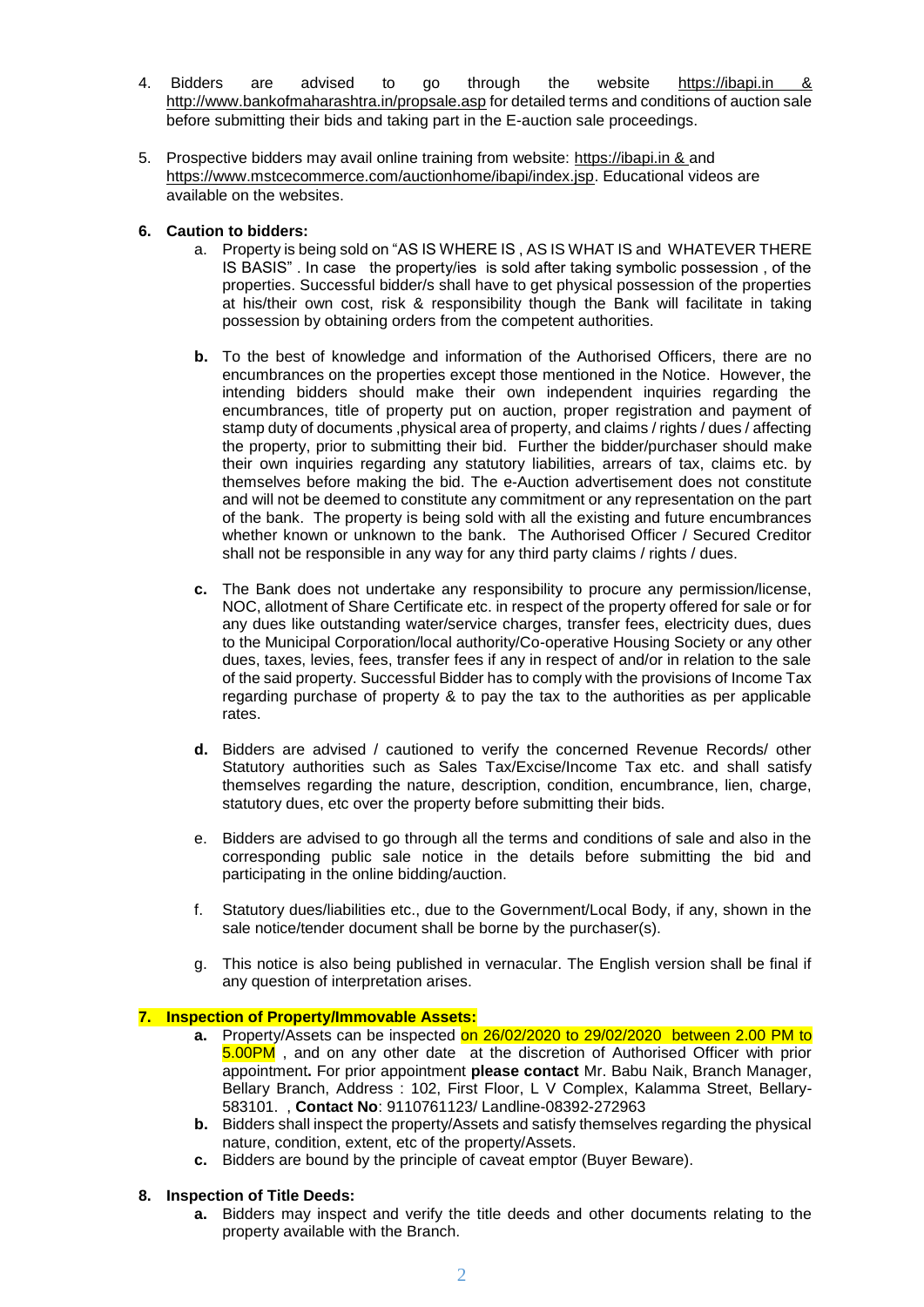4. Bidders are advised to go through the website https://ibapi.in & http://www.bankofmaharashtra.in/propsale.asp for detailed terms and conditions of auction sale before submitting their bids and taking part in the E-auction sale proceedings.

5. Prospective bidders may avail online training from website: https://ibapi.in & and https://www.mstcecommerce.com/auctionhome/ibapi/index.jsp. Educational videos are available on the websites.

6. **Caution to bidders:**

   a. Property is being sold on "AS IS WHERE IS , AS IS WHAT IS and WHATEVER THERE IS BASIS" . In case the property/ies is sold after taking symbolic possession , of the properties. Successful bidder/s shall have to get physical possession of the properties at his/their own cost, risk & responsibility though the Bank will facilitate in taking possession by obtaining orders from the competent authorities.

   **b.** To the best of knowledge and information of the Authorised Officers, there are no encumbrances on the properties except those mentioned in the Notice. However, the intending bidders should make their own independent inquiries regarding the encumbrances, title of property put on auction, proper registration and payment of stamp duty of documents ,physical area of property, and claims / rights / dues / affecting the property, prior to submitting their bid. Further the bidder/purchaser should make their own inquiries regarding any statutory liabilities, arrears of tax, claims etc. by themselves before making the bid. The e-Auction advertisement does not constitute and will not be deemed to constitute any commitment or any representation on the part of the bank. The property is being sold with all the existing and future encumbrances whether known or unknown to the bank. The Authorised Officer / Secured Creditor shall not be responsible in any way for any third party claims / rights / dues.

   **c.** The Bank does not undertake any responsibility to procure any permission/license, NOC, allotment of Share Certificate etc. in respect of the property offered for sale or for any dues like outstanding water/service charges, transfer fees, electricity dues, dues to the Municipal Corporation/local authority/Co-operative Housing Society or any other dues, taxes, levies, fees, transfer fees if any in respect of and/or in relation to the sale of the said property. Successful Bidder has to comply with the provisions of Income Tax regarding purchase of property & to pay the tax to the authorities as per applicable rates.

   **d.** Bidders are advised / cautioned to verify the concerned Revenue Records/ other Statutory authorities such as Sales Tax/Excise/Income Tax etc. and shall satisfy themselves regarding the nature, description, condition, encumbrance, lien, charge, statutory dues, etc over the property before submitting their bids.

   e. Bidders are advised to go through all the terms and conditions of sale and also in the corresponding public sale notice in the details before submitting the bid and participating in the online bidding/auction.

   f. Statutory dues/liabilities etc., due to the Government/Local Body, if any, shown in the sale notice/tender document shall be borne by the purchaser(s).

   g. This notice is also being published in vernacular. The English version shall be final if any question of interpretation arises.

7. **Inspection of Property/Immovable Assets:**

   **a.** Property/Assets can be inspected on 26/02/2020 to 29/02/2020 between 2.00 PM to 5.00PM , and on any other date at the discretion of Authorised Officer with prior appointment**.** For prior appointment **please contact** Mr. Babu Naik, Branch Manager, Bellary Branch, Address : 102, First Floor, L V Complex, Kalamma Street, Bellary-583101. , **Contact No**: 9110761123/ Landline-08392-272963

   **b.** Bidders shall inspect the property/Assets and satisfy themselves regarding the physical nature, condition, extent, etc of the property/Assets.

   **c.** Bidders are bound by the principle of caveat emptor (Buyer Beware).

8. **Inspection of Title Deeds:**

   **a.** Bidders may inspect and verify the title deeds and other documents relating to the property available with the Branch.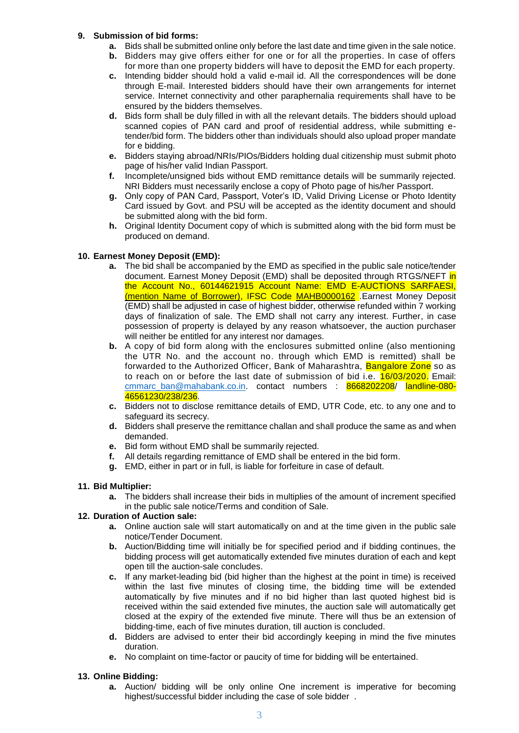**9. Submission of bid forms:**

- **a.** Bids shall be submitted online only before the last date and time given in the sale notice.
- **b.** Bidders may give offers either for one or for all the properties. In case of offers for more than one property bidders will have to deposit the EMD for each property.
- **c.** Intending bidder should hold a valid e-mail id. All the correspondences will be done through E-mail. Interested bidders should have their own arrangements for internet service. Internet connectivity and other paraphernalia requirements shall have to be ensured by the bidders themselves.
- **d.** Bids form shall be duly filled in with all the relevant details. The bidders should upload scanned copies of PAN card and proof of residential address, while submitting e-tender/bid form. The bidders other than individuals should also upload proper mandate for e bidding.
- **e.** Bidders staying abroad/NRIs/PIOs/Bidders holding dual citizenship must submit photo page of his/her valid Indian Passport.
- **f.** Incomplete/unsigned bids without EMD remittance details will be summarily rejected. NRI Bidders must necessarily enclose a copy of Photo page of his/her Passport.
- **g.** Only copy of PAN Card, Passport, Voter's ID, Valid Driving License or Photo Identity Card issued by Govt. and PSU will be accepted as the identity document and should be submitted along with the bid form.
- **h.** Original Identity Document copy of which is submitted along with the bid form must be produced on demand.

**10. Earnest Money Deposit (EMD):**

- **a.** The bid shall be accompanied by the EMD as specified in the public sale notice/tender document. Earnest Money Deposit (EMD) shall be deposited through RTGS/NEFT in the Account No., 60144621915 Account Name: EMD E-AUCTIONS SARFAESI, (mention Name of Borrower), IFSC Code MAHB0000162 .Earnest Money Deposit (EMD) shall be adjusted in case of highest bidder, otherwise refunded within 7 working days of finalization of sale. The EMD shall not carry any interest. Further, in case possession of property is delayed by any reason whatsoever, the auction purchaser will neither be entitled for any interest nor damages.
- **b.** A copy of bid form along with the enclosures submitted online (also mentioning the UTR No. and the account no. through which EMD is remitted) shall be forwarded to the Authorized Officer, Bank of Maharashtra, Bangalore Zone so as to reach on or before the last date of submission of bid i.e. 16/03/2020. Email: cmmarc_ban@mahabank.co.in. contact numbers : 8668202208/ landline-080-46561230/238/236.
- **c.** Bidders not to disclose remittance details of EMD, UTR Code, etc. to any one and to safeguard its secrecy.
- **d.** Bidders shall preserve the remittance challan and shall produce the same as and when demanded.
- **e.** Bid form without EMD shall be summarily rejected.
- **f.** All details regarding remittance of EMD shall be entered in the bid form.
- **g.** EMD, either in part or in full, is liable for forfeiture in case of default.

**11. Bid Multiplier:**

- **a.** The bidders shall increase their bids in multiplies of the amount of increment specified in the public sale notice/Terms and condition of Sale.

**12. Duration of Auction sale:**

- **a.** Online auction sale will start automatically on and at the time given in the public sale notice/Tender Document.
- **b.** Auction/Bidding time will initially be for specified period and if bidding continues, the bidding process will get automatically extended five minutes duration of each and kept open till the auction-sale concludes.
- **c.** If any market-leading bid (bid higher than the highest at the point in time) is received within the last five minutes of closing time, the bidding time will be extended automatically by five minutes and if no bid higher than last quoted highest bid is received within the said extended five minutes, the auction sale will automatically get closed at the expiry of the extended five minute. There will thus be an extension of bidding-time, each of five minutes duration, till auction is concluded.
- **d.** Bidders are advised to enter their bid accordingly keeping in mind the five minutes duration.
- **e.** No complaint on time-factor or paucity of time for bidding will be entertained.

**13. Online Bidding:**

- **a.** Auction/ bidding will be only online One increment is imperative for becoming highest/successful bidder including the case of sole bidder .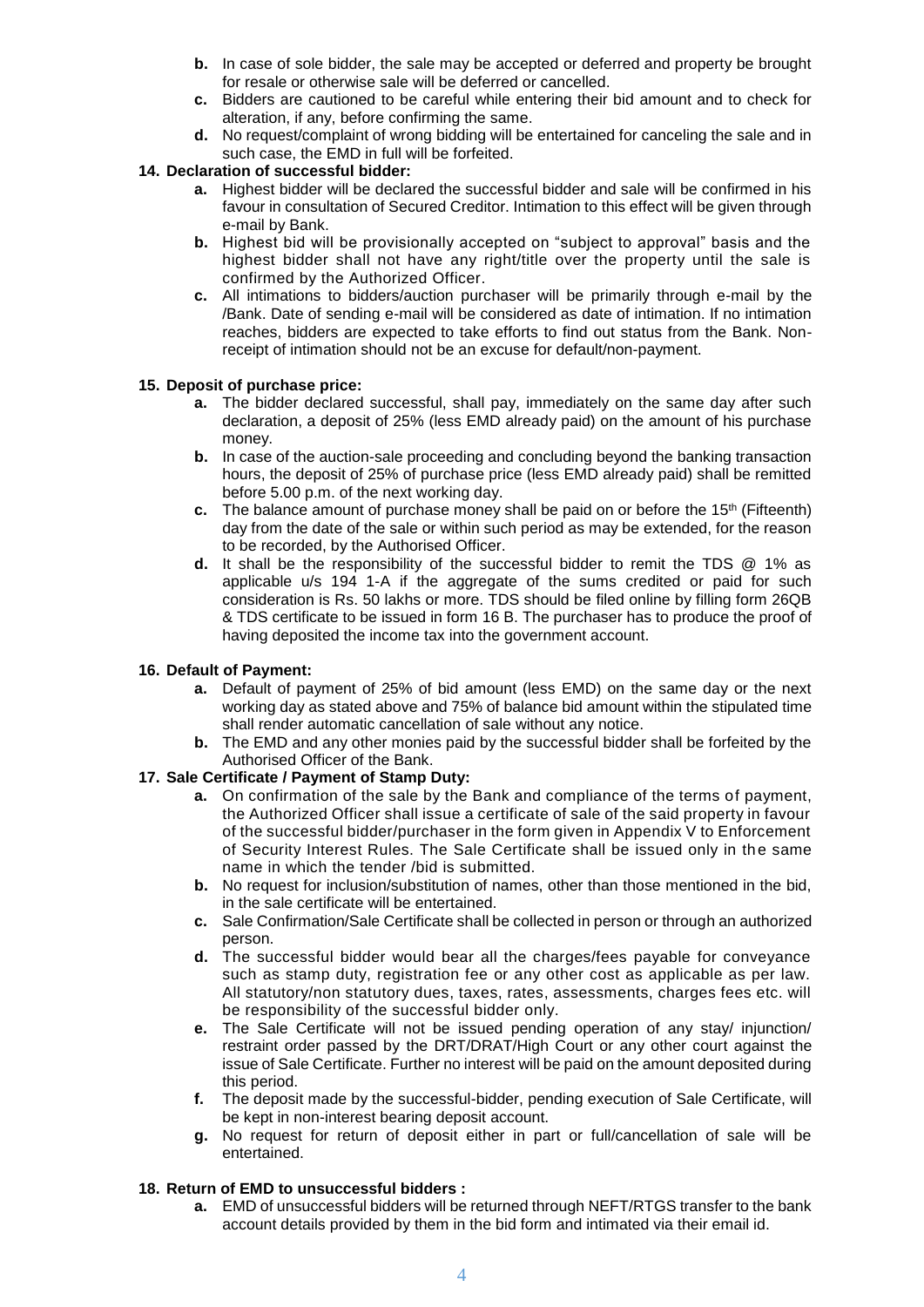- **b.** In case of sole bidder, the sale may be accepted or deferred and property be brought for resale or otherwise sale will be deferred or cancelled.
- **c.** Bidders are cautioned to be careful while entering their bid amount and to check for alteration, if any, before confirming the same.
- **d.** No request/complaint of wrong bidding will be entertained for canceling the sale and in such case, the EMD in full will be forfeited.

**14. Declaration of successful bidder:**

- **a.** Highest bidder will be declared the successful bidder and sale will be confirmed in his favour in consultation of Secured Creditor. Intimation to this effect will be given through e-mail by Bank.
- **b.** Highest bid will be provisionally accepted on "subject to approval" basis and the highest bidder shall not have any right/title over the property until the sale is confirmed by the Authorized Officer.
- **c.** All intimations to bidders/auction purchaser will be primarily through e-mail by the /Bank. Date of sending e-mail will be considered as date of intimation. If no intimation reaches, bidders are expected to take efforts to find out status from the Bank. Non-receipt of intimation should not be an excuse for default/non-payment.

**15. Deposit of purchase price:**

- **a.** The bidder declared successful, shall pay, immediately on the same day after such declaration, a deposit of 25% (less EMD already paid) on the amount of his purchase money.
- **b.** In case of the auction-sale proceeding and concluding beyond the banking transaction hours, the deposit of 25% of purchase price (less EMD already paid) shall be remitted before 5.00 p.m. of the next working day.
- **c.** The balance amount of purchase money shall be paid on or before the 15th (Fifteenth) day from the date of the sale or within such period as may be extended, for the reason to be recorded, by the Authorised Officer.
- **d.** It shall be the responsibility of the successful bidder to remit the TDS @ 1% as applicable u/s 194 1-A if the aggregate of the sums credited or paid for such consideration is Rs. 50 lakhs or more. TDS should be filed online by filling form 26QB & TDS certificate to be issued in form 16 B. The purchaser has to produce the proof of having deposited the income tax into the government account.

**16. Default of Payment:**

- **a.** Default of payment of 25% of bid amount (less EMD) on the same day or the next working day as stated above and 75% of balance bid amount within the stipulated time shall render automatic cancellation of sale without any notice.
- **b.** The EMD and any other monies paid by the successful bidder shall be forfeited by the Authorised Officer of the Bank.

**17. Sale Certificate / Payment of Stamp Duty:**

- **a.** On confirmation of the sale by the Bank and compliance of the terms of payment, the Authorized Officer shall issue a certificate of sale of the said property in favour of the successful bidder/purchaser in the form given in Appendix V to Enforcement of Security Interest Rules. The Sale Certificate shall be issued only in the same name in which the tender /bid is submitted.
- **b.** No request for inclusion/substitution of names, other than those mentioned in the bid, in the sale certificate will be entertained.
- **c.** Sale Confirmation/Sale Certificate shall be collected in person or through an authorized person.
- **d.** The successful bidder would bear all the charges/fees payable for conveyance such as stamp duty, registration fee or any other cost as applicable as per law. All statutory/non statutory dues, taxes, rates, assessments, charges fees etc. will be responsibility of the successful bidder only.
- **e.** The Sale Certificate will not be issued pending operation of any stay/ injunction/ restraint order passed by the DRT/DRAT/High Court or any other court against the issue of Sale Certificate. Further no interest will be paid on the amount deposited during this period.
- **f.** The deposit made by the successful-bidder, pending execution of Sale Certificate, will be kept in non-interest bearing deposit account.
- **g.** No request for return of deposit either in part or full/cancellation of sale will be entertained.

**18. Return of EMD to unsuccessful bidders :**

- **a.** EMD of unsuccessful bidders will be returned through NEFT/RTGS transfer to the bank account details provided by them in the bid form and intimated via their email id.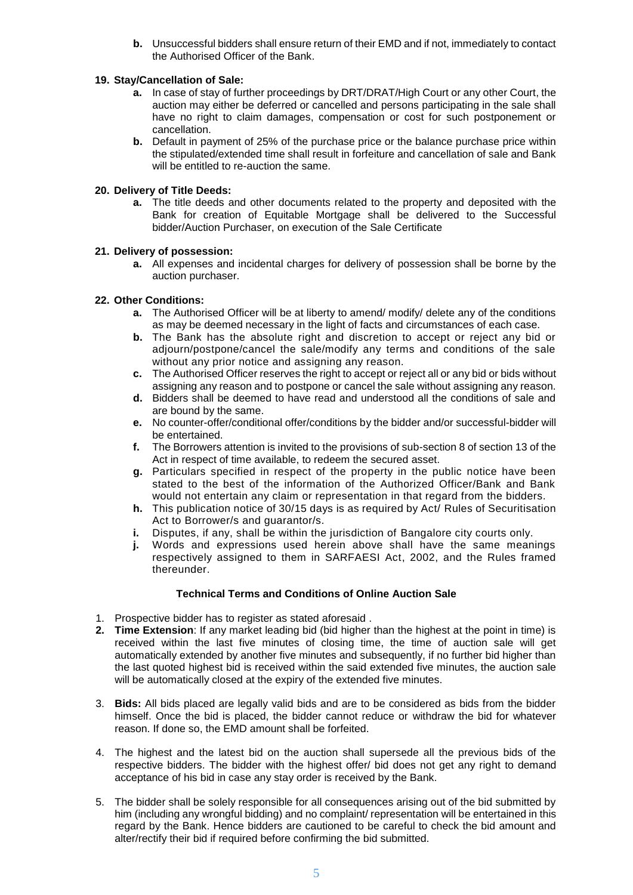**b.** Unsuccessful bidders shall ensure return of their EMD and if not, immediately to contact the Authorised Officer of the Bank.

**19. Stay/Cancellation of Sale:**

- **a.** In case of stay of further proceedings by DRT/DRAT/High Court or any other Court, the auction may either be deferred or cancelled and persons participating in the sale shall have no right to claim damages, compensation or cost for such postponement or cancellation.
- **b.** Default in payment of 25% of the purchase price or the balance purchase price within the stipulated/extended time shall result in forfeiture and cancellation of sale and Bank will be entitled to re-auction the same.

**20. Delivery of Title Deeds:**

- **a.** The title deeds and other documents related to the property and deposited with the Bank for creation of Equitable Mortgage shall be delivered to the Successful bidder/Auction Purchaser, on execution of the Sale Certificate

**21. Delivery of possession:**

- **a.** All expenses and incidental charges for delivery of possession shall be borne by the auction purchaser.

**22. Other Conditions:**

- **a.** The Authorised Officer will be at liberty to amend/ modify/ delete any of the conditions as may be deemed necessary in the light of facts and circumstances of each case.
- **b.** The Bank has the absolute right and discretion to accept or reject any bid or adjourn/postpone/cancel the sale/modify any terms and conditions of the sale without any prior notice and assigning any reason.
- **c.** The Authorised Officer reserves the right to accept or reject all or any bid or bids without assigning any reason and to postpone or cancel the sale without assigning any reason.
- **d.** Bidders shall be deemed to have read and understood all the conditions of sale and are bound by the same.
- **e.** No counter-offer/conditional offer/conditions by the bidder and/or successful-bidder will be entertained.
- **f.** The Borrowers attention is invited to the provisions of sub-section 8 of section 13 of the Act in respect of time available, to redeem the secured asset.
- **g.** Particulars specified in respect of the property in the public notice have been stated to the best of the information of the Authorized Officer/Bank and Bank would not entertain any claim or representation in that regard from the bidders.
- **h.** This publication notice of 30/15 days is as required by Act/ Rules of Securitisation Act to Borrower/s and guarantor/s.
- **i.** Disputes, if any, shall be within the jurisdiction of Bangalore city courts only.
- **j.** Words and expressions used herein above shall have the same meanings respectively assigned to them in SARFAESI Act, 2002, and the Rules framed thereunder.

**Technical Terms and Conditions of Online Auction Sale**

1. Prospective bidder has to register as stated aforesaid .
2. **Time Extension**: If any market leading bid (bid higher than the highest at the point in time) is received within the last five minutes of closing time, the time of auction sale will get automatically extended by another five minutes and subsequently, if no further bid higher than the last quoted highest bid is received within the said extended five minutes, the auction sale will be automatically closed at the expiry of the extended five minutes.
3. **Bids:** All bids placed are legally valid bids and are to be considered as bids from the bidder himself. Once the bid is placed, the bidder cannot reduce or withdraw the bid for whatever reason. If done so, the EMD amount shall be forfeited.
4. The highest and the latest bid on the auction shall supersede all the previous bids of the respective bidders. The bidder with the highest offer/ bid does not get any right to demand acceptance of his bid in case any stay order is received by the Bank.
5. The bidder shall be solely responsible for all consequences arising out of the bid submitted by him (including any wrongful bidding) and no complaint/ representation will be entertained in this regard by the Bank. Hence bidders are cautioned to be careful to check the bid amount and alter/rectify their bid if required before confirming the bid submitted.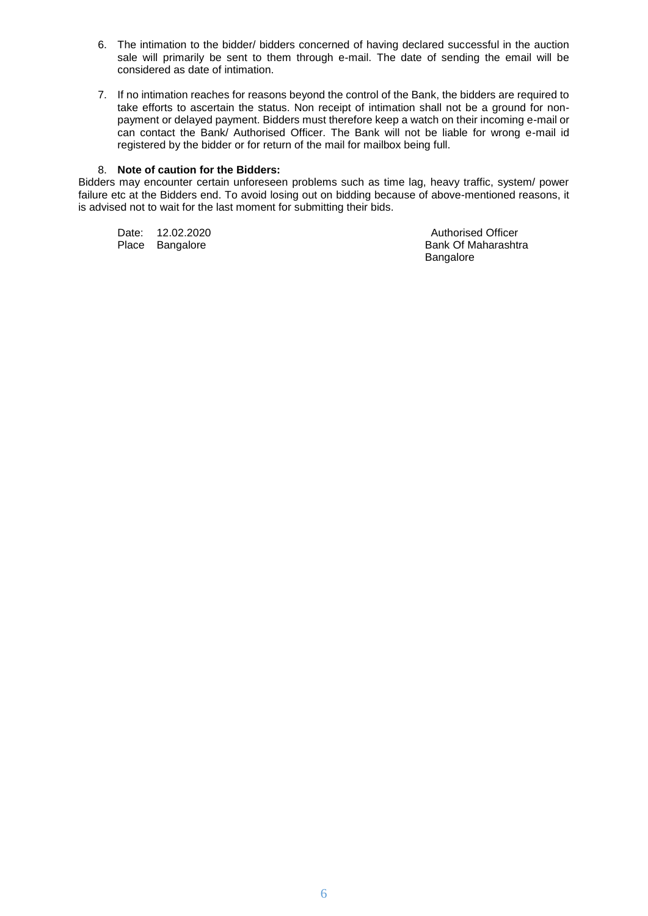6. The intimation to the bidder/ bidders concerned of having declared successful in the auction sale will primarily be sent to them through e-mail. The date of sending the email will be considered as date of intimation.

7. If no intimation reaches for reasons beyond the control of the Bank, the bidders are required to take efforts to ascertain the status. Non receipt of intimation shall not be a ground for non-payment or delayed payment. Bidders must therefore keep a watch on their incoming e-mail or can contact the Bank/ Authorised Officer. The Bank will not be liable for wrong e-mail id registered by the bidder or for return of the mail for mailbox being full.

8. **Note of caution for the Bidders:**

Bidders may encounter certain unforeseen problems such as time lag, heavy traffic, system/ power failure etc at the Bidders end. To avoid losing out on bidding because of above-mentioned reasons, it is advised not to wait for the last moment for submitting their bids.

Date: 12.02.2020
Place Bangalore

Authorised Officer
Bank Of Maharashtra
Bangalore